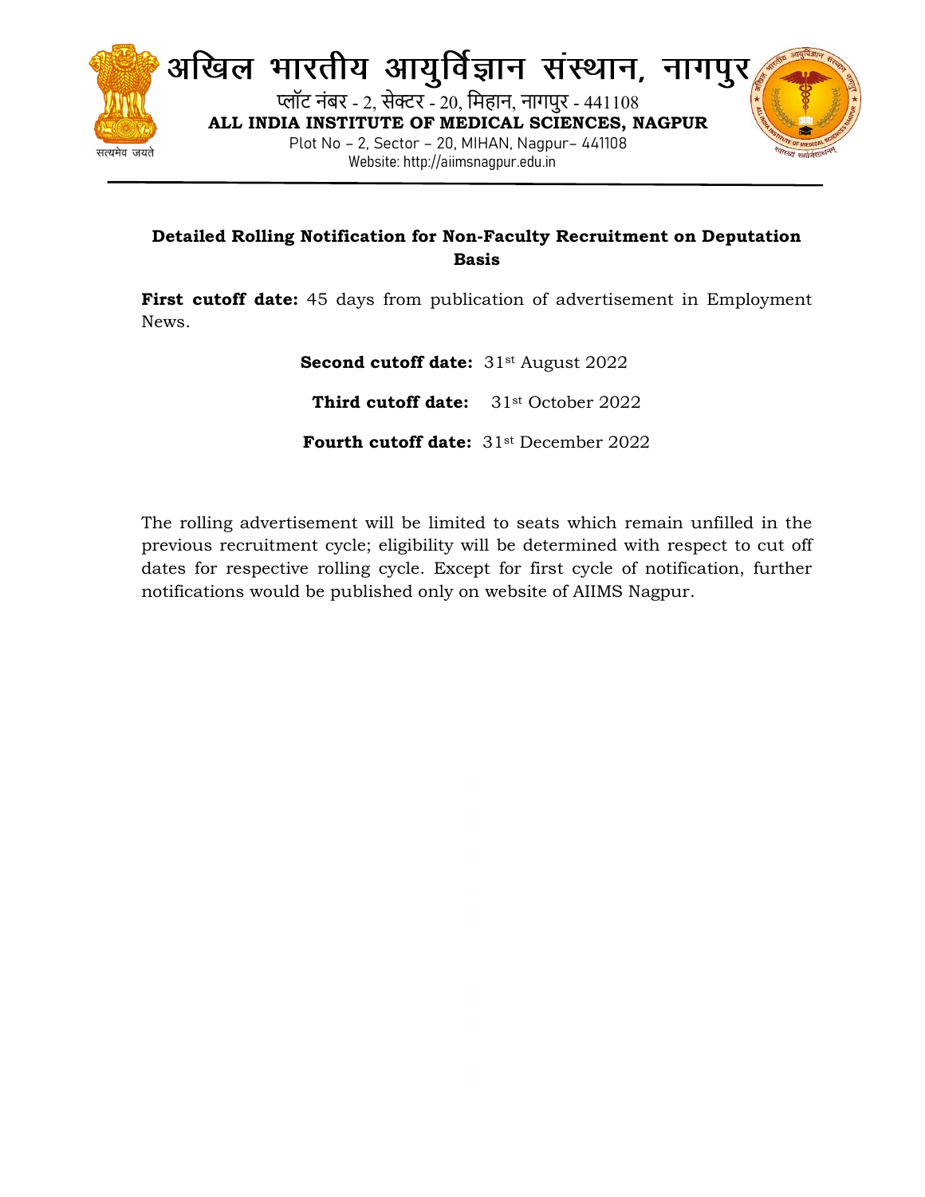# अखिल भारतीय आयुर्विज्ञान संस्थान, नागपुर

प्लॉट नंबर - 2, सेक्टर - 20, मिहान, नागपुर - 441108

**ALL INDIA INSTITUTE OF MEDICAL SCIENCES, NAGPUR**

Plot No – 2, Sector – 20, MIHAN, Nagpur– 441108

Website: http://aiimsnagpur.edu.in

---

## Detailed Rolling Notification for Non-Faculty Recruitment on Deputation Basis

**First cutoff date:** 45 days from publication of advertisement in Employment News.

**Second cutoff date:** 31st August 2022

**Third cutoff date:** 31st October 2022

**Fourth cutoff date:** 31st December 2022

The rolling advertisement will be limited to seats which remain unfilled in the previous recruitment cycle; eligibility will be determined with respect to cut off dates for respective rolling cycle. Except for first cycle of notification, further notifications would be published only on website of AIIMS Nagpur.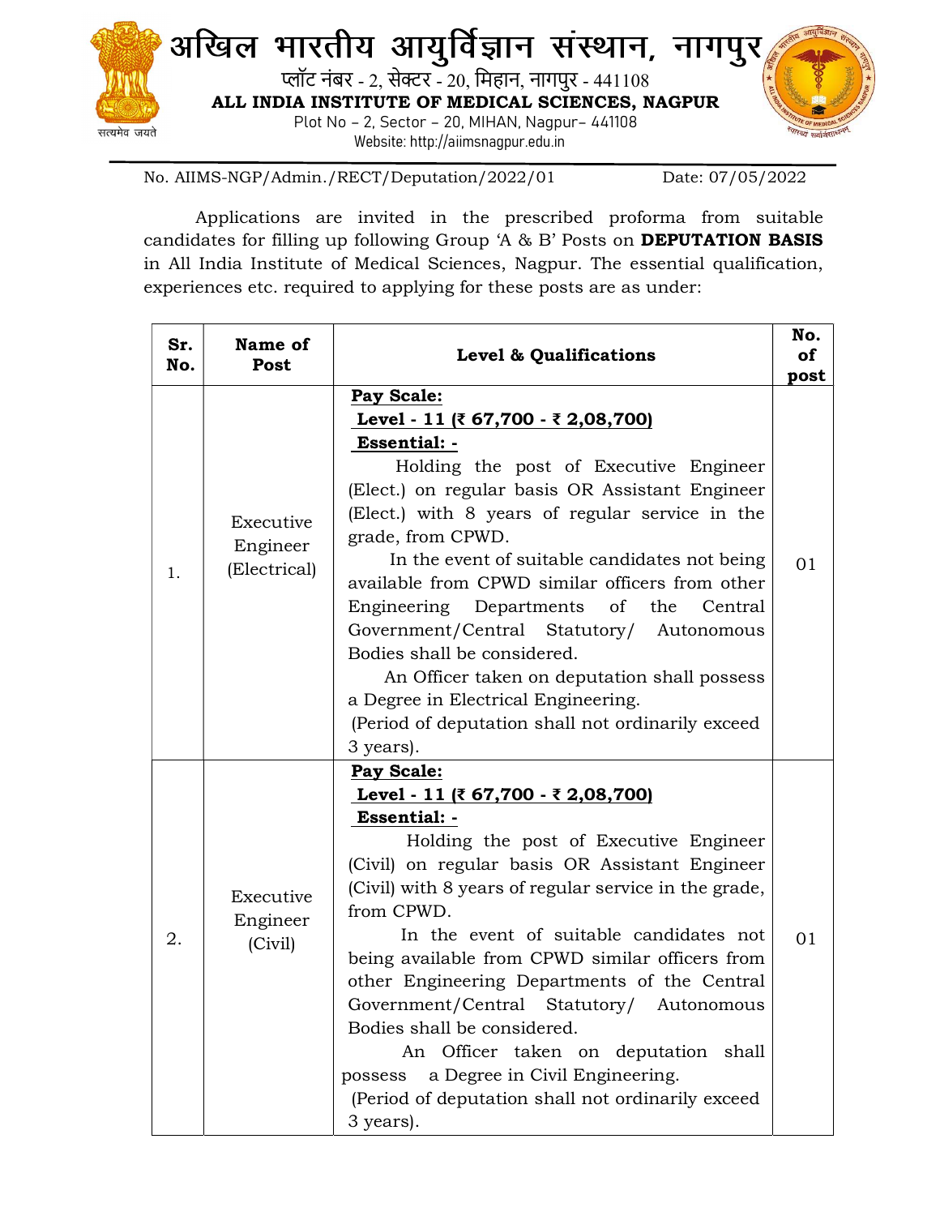# अखिल भारतीय आयुर्विज्ञान संस्थान, नागपुर

प्लॉट नंबर - 2, सेक्टर - 20, मिहान, नागपुर - 441108

**ALL INDIA INSTITUTE OF MEDICAL SCIENCES, NAGPUR**

Plot No – 2, Sector – 20, MIHAN, Nagpur– 441108

Website: http://aiimsnagpur.edu.in

No. AIIMS-NGP/Admin./RECT/Deputation/2022/01 Date: 07/05/2022

Applications are invited in the prescribed proforma from suitable candidates for filling up following Group 'A & B' Posts on **DEPUTATION BASIS** in All India Institute of Medical Sciences, Nagpur. The essential qualification, experiences etc. required to applying for these posts are as under:

| Sr. No. | Name of Post | Level & Qualifications | No. of post |
|---|---|---|---|
| 1. | Executive Engineer (Electrical) | **Pay Scale:** <br> **Level - 11 (₹ 67,700 - ₹ 2,08,700)** <br> **Essential: -** <br> Holding the post of Executive Engineer (Elect.) on regular basis OR Assistant Engineer (Elect.) with 8 years of regular service in the grade, from CPWD. <br> In the event of suitable candidates not being available from CPWD similar officers from other Engineering Departments of the Central Government/Central Statutory/ Autonomous Bodies shall be considered. <br> An Officer taken on deputation shall possess a Degree in Electrical Engineering. <br> (Period of deputation shall not ordinarily exceed 3 years). | 01 |
| 2. | Executive Engineer (Civil) | **Pay Scale:** <br> **Level - 11 (₹ 67,700 - ₹ 2,08,700)** <br> **Essential: -** <br> Holding the post of Executive Engineer (Civil) on regular basis OR Assistant Engineer (Civil) with 8 years of regular service in the grade, from CPWD. <br> In the event of suitable candidates not being available from CPWD similar officers from other Engineering Departments of the Central Government/Central Statutory/ Autonomous Bodies shall be considered. <br> An Officer taken on deputation shall possess a Degree in Civil Engineering. <br> (Period of deputation shall not ordinarily exceed 3 years). | 01 |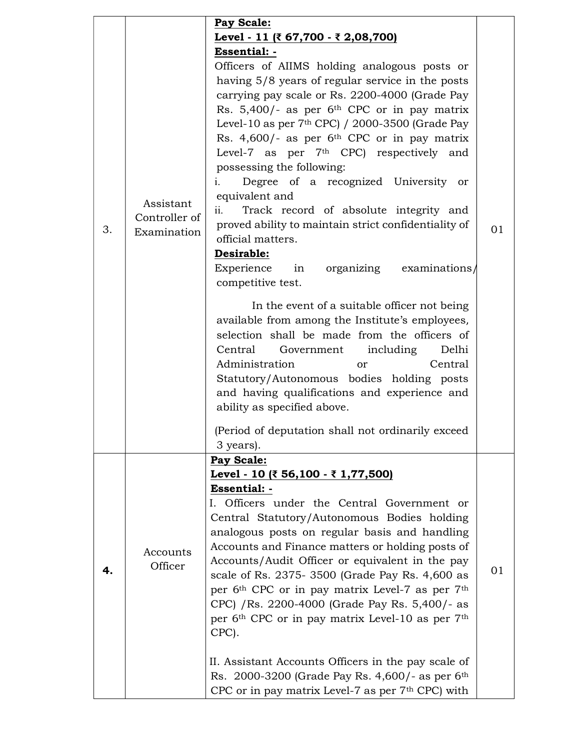| 3. | Assistant Controller of Examination | **Pay Scale:**<br>**Level - 11 (₹ 67,700 - ₹ 2,08,700)**<br>**Essential: -**<br>Officers of AIIMS holding analogous posts or having 5/8 years of regular service in the posts carrying pay scale or Rs. 2200-4000 (Grade Pay Rs. 5,400/- as per 6th CPC or in pay matrix Level-10 as per 7th CPC) / 2000-3500 (Grade Pay Rs. 4,600/- as per 6th CPC or in pay matrix Level-7 as per 7th CPC) respectively and possessing the following:<br>i. Degree of a recognized University or equivalent and<br>ii. Track record of absolute integrity and proved ability to maintain strict confidentiality of official matters.<br>**Desirable:**<br>Experience in organizing examinations/ competitive test.<br><br>In the event of a suitable officer not being available from among the Institute's employees, selection shall be made from the officers of Central Government including Delhi Administration or Central Statutory/Autonomous bodies holding posts and having qualifications and experience and ability as specified above.<br><br>(Period of deputation shall not ordinarily exceed 3 years). | 01 |
|---|---|---|---|
| **4.** | Accounts Officer | **Pay Scale:**<br>**Level - 10 (₹ 56,100 - ₹ 1,77,500)**<br>**Essential: -**<br>I. Officers under the Central Government or Central Statutory/Autonomous Bodies holding analogous posts on regular basis and handling Accounts and Finance matters or holding posts of Accounts/Audit Officer or equivalent in the pay scale of Rs. 2375- 3500 (Grade Pay Rs. 4,600 as per 6th CPC or in pay matrix Level-7 as per 7th CPC) /Rs. 2200-4000 (Grade Pay Rs. 5,400/- as per 6th CPC or in pay matrix Level-10 as per 7th CPC).<br><br>II. Assistant Accounts Officers in the pay scale of Rs. 2000-3200 (Grade Pay Rs. 4,600/- as per 6th CPC or in pay matrix Level-7 as per 7th CPC) with | 01 |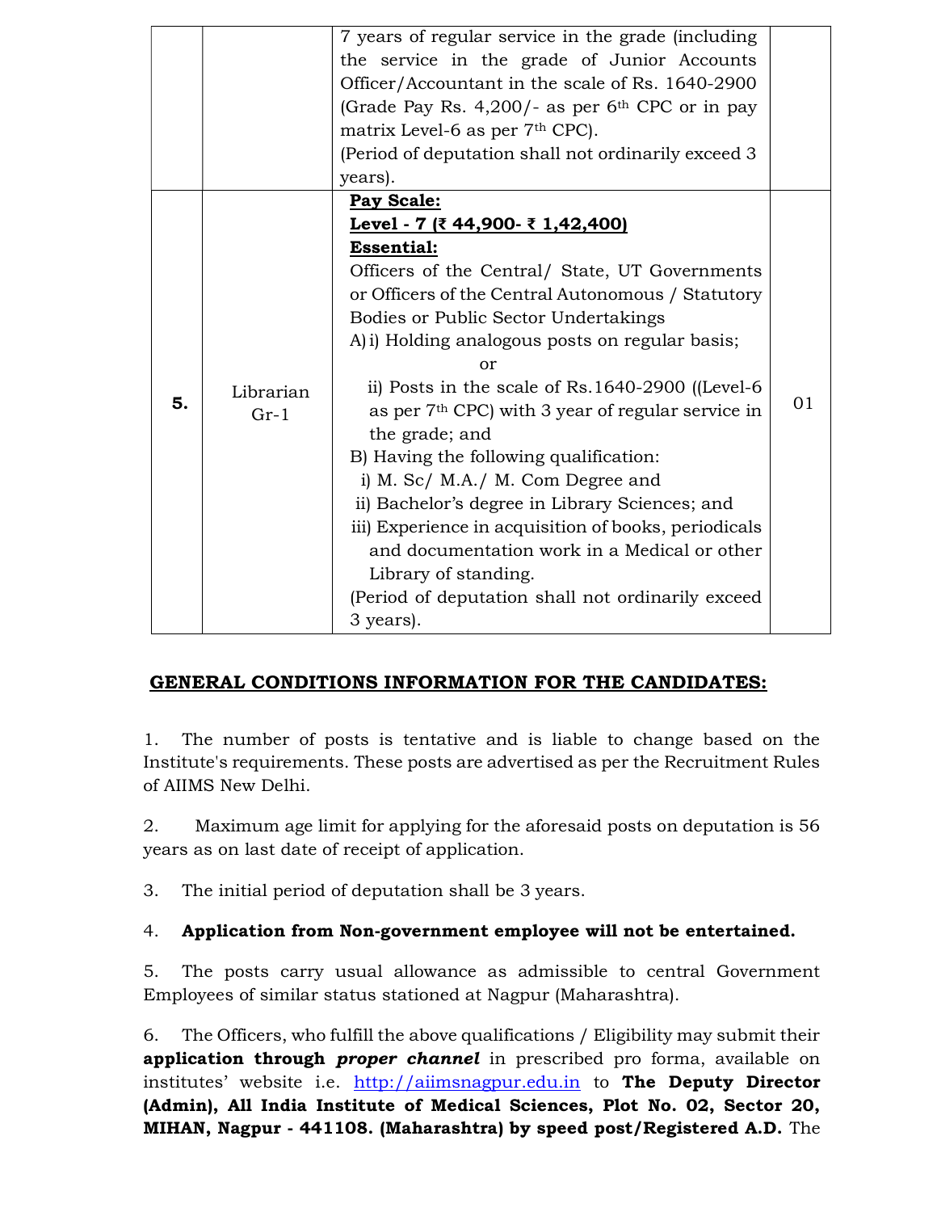| | | | |
|---|---|---|---|
| | | 7 years of regular service in the grade (including the service in the grade of Junior Accounts Officer/Accountant in the scale of Rs. 1640-2900 (Grade Pay Rs. 4,200/- as per 6th CPC or in pay matrix Level-6 as per 7th CPC).<br>(Period of deputation shall not ordinarily exceed 3 years). | |
| **5.** | Librarian Gr-1 | **Pay Scale:**<br>**Level - 7 (₹ 44,900- ₹ 1,42,400)**<br>**Essential:**<br>Officers of the Central/ State, UT Governments or Officers of the Central Autonomous / Statutory Bodies or Public Sector Undertakings<br>A) i) Holding analogous posts on regular basis;<br>or<br>ii) Posts in the scale of Rs.1640-2900 ((Level-6 as per 7th CPC) with 3 year of regular service in the grade; and<br>B) Having the following qualification:<br>i) M. Sc/ M.A./ M. Com Degree and<br>ii) Bachelor's degree in Library Sciences; and<br>iii) Experience in acquisition of books, periodicals and documentation work in a Medical or other Library of standing.<br>(Period of deputation shall not ordinarily exceed 3 years). | 01 |

## GENERAL CONDITIONS INFORMATION FOR THE CANDIDATES:

1. The number of posts is tentative and is liable to change based on the Institute's requirements. These posts are advertised as per the Recruitment Rules of AIIMS New Delhi.

2. Maximum age limit for applying for the aforesaid posts on deputation is 56 years as on last date of receipt of application.

3. The initial period of deputation shall be 3 years.

4. **Application from Non-government employee will not be entertained.**

5. The posts carry usual allowance as admissible to central Government Employees of similar status stationed at Nagpur (Maharashtra).

6. The Officers, who fulfill the above qualifications / Eligibility may submit their **application through *proper channel*** in prescribed pro forma, available on institutes' website i.e. http://aiimsnagpur.edu.in to **The Deputy Director (Admin), All India Institute of Medical Sciences, Plot No. 02, Sector 20, MIHAN, Nagpur - 441108. (Maharashtra) by speed post/Registered A.D.** The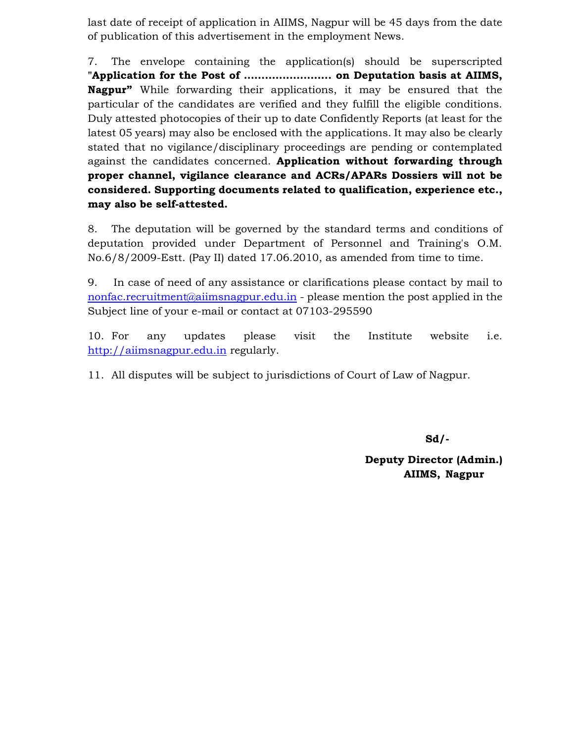last date of receipt of application in AIIMS, Nagpur will be 45 days from the date of publication of this advertisement in the employment News.

7. The envelope containing the application(s) should be superscripted **"Application for the Post of ......................... on Deputation basis at AIIMS, Nagpur"** While forwarding their applications, it may be ensured that the particular of the candidates are verified and they fulfill the eligible conditions. Duly attested photocopies of their up to date Confidently Reports (at least for the latest 05 years) may also be enclosed with the applications. It may also be clearly stated that no vigilance/disciplinary proceedings are pending or contemplated against the candidates concerned. **Application without forwarding through proper channel, vigilance clearance and ACRs/APARs Dossiers will not be considered. Supporting documents related to qualification, experience etc., may also be self-attested.**

8. The deputation will be governed by the standard terms and conditions of deputation provided under Department of Personnel and Training's O.M. No.6/8/2009-Estt. (Pay II) dated 17.06.2010, as amended from time to time.

9. In case of need of any assistance or clarifications please contact by mail to nonfac.recruitment@aiimsnagpur.edu.in - please mention the post applied in the Subject line of your e-mail or contact at 07103-295590

10. For any updates please visit the Institute website i.e. http://aiimsnagpur.edu.in regularly.

11. All disputes will be subject to jurisdictions of Court of Law of Nagpur.

**Sd/-**

**Deputy Director (Admin.)**
**AIIMS, Nagpur**